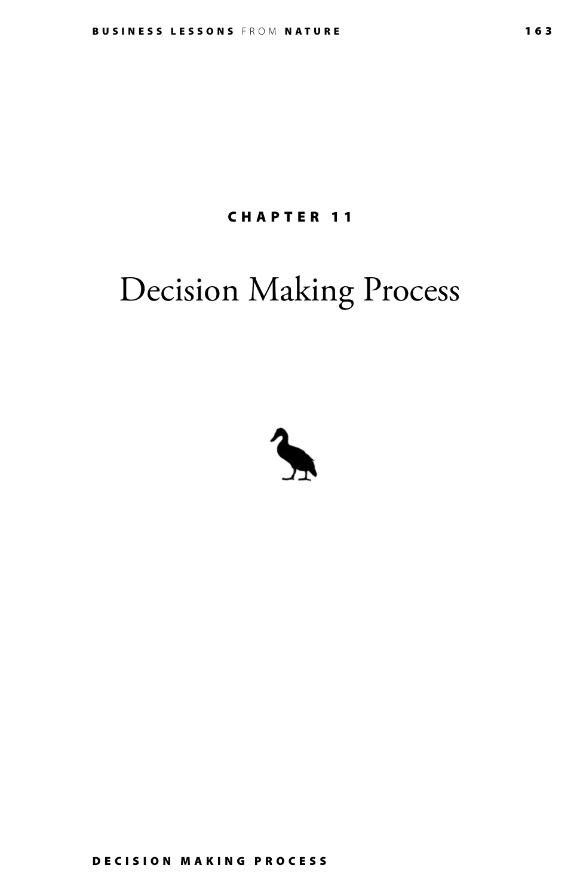CHAPTER 11

# Decision Making Process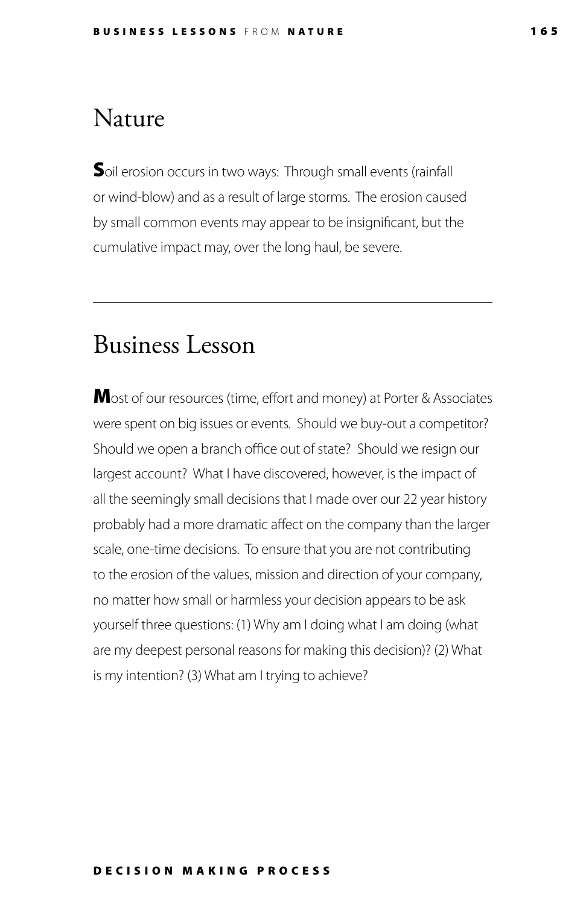## Nature

Soil erosion occurs in two ways: Through small events (rainfall or wind-blow) and as a result of large storms. The erosion caused by small common events may appear to be insignificant, but the cumulative impact may, over the long haul, be severe.

---

## Business Lesson

Most of our resources (time, effort and money) at Porter & Associates were spent on big issues or events. Should we buy-out a competitor? Should we open a branch office out of state? Should we resign our largest account? What I have discovered, however, is the impact of all the seemingly small decisions that I made over our 22 year history probably had a more dramatic affect on the company than the larger scale, one-time decisions. To ensure that you are not contributing to the erosion of the values, mission and direction of your company, no matter how small or harmless your decision appears to be ask yourself three questions: (1) Why am I doing what I am doing (what are my deepest personal reasons for making this decision)? (2) What is my intention? (3) What am I trying to achieve?